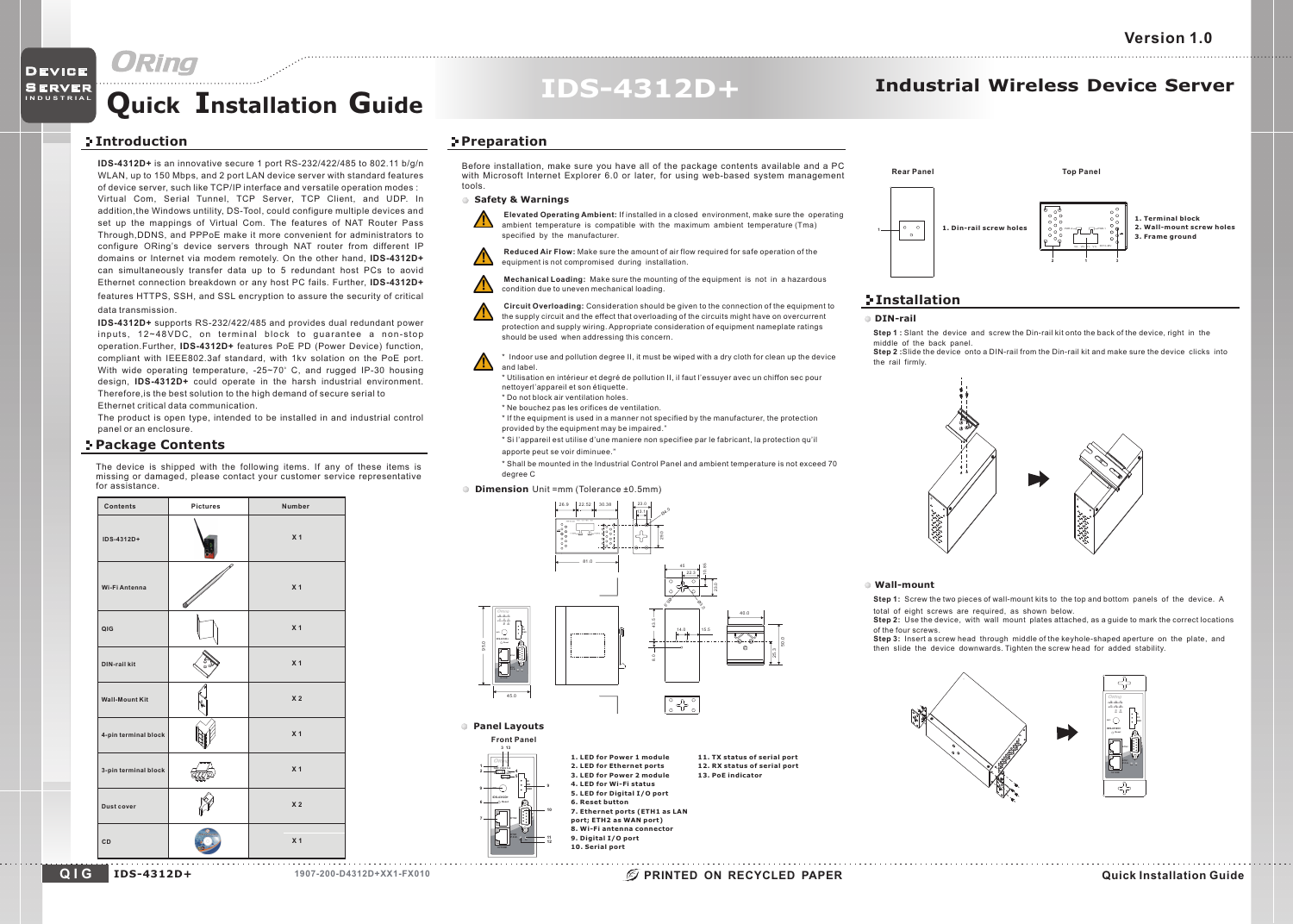Version 1.0

# Quick Installation Guide

# IDS-4312D+

## Industrial Wireless Device Server

## Introduction

**IDS-4312D+** is an innovative secure 1 port RS-232/422/485 to 802.11 b/g/n WLAN, up to 150 Mbps, and 2 port LAN device server with standard features of device server, such like TCP/IP interface and versatile operation modes : Virtual Com, Serial Tunnel, TCP Server, TCP Client, and UDP. In addition,the Windows untility, DS-Tool, could configure multiple devices and set up the mappings of Virtual Com. The features of NAT Router Pass Through,DDNS, and PPPoE make it more convenient for administrators to configure ORing's device servers through NAT router from different IP domains or Internet via modem remotely. On the other hand, **IDS-4312D+** can simultaneously transfer data up to 5 redundant host PCs to avoid Ethernet connection breakdown or any host PC fails. Further, **IDS-4312D+** features HTTPS, SSH, and SSL encryption to assure the security of critical data transmission.

**IDS-4312D+** supports RS-232/422/485 and provides dual redundant power inputs, 12~48VDC, on terminal block to guarantee a non-stop operation.Further, **IDS-4312D+** features PoE PD (Power Device) function, compliant with IEEE802.3af standard, with 1kv solation on the PoE port. With wide operating temperature, -25~70° C, and rugged IP-30 housing design, **IDS-4312D+** could operate in the harsh industrial environment. Therefore,is the best solution to the high demand of secure serial to Ethernet critical data communication.

The product is open type, intended to be installed in and industrial control panel or an enclosure.

## Package Contents

The device is shipped with the following items. If any of these items is missing or damaged, please contact your customer service representative for assistance.

| Contents | Pictures | Number |
|---|---|---|
| IDS-4312D+ | | X 1 |
| Wi-Fi Antenna | | X 1 |
| QIG | | X 1 |
| DIN-rail kit | | X 1 |
| Wall-Mount Kit | | X 2 |
| 4-pin terminal block | | X 1 |
| 3-pin terminal block | | X 1 |
| Dust cover | | X 2 |
| CD | | X 1 |

## Preparation

Before installation, make sure you have all of the package contents available and a PC with Microsoft Internet Explorer 6.0 or later, for using web-based system management tools.

### Safety & Warnings

**Elevated Operating Ambient:** If installed in a closed environment, make sure the operating ambient temperature is compatible with the maximum ambient temperature (Tma) specified by the manufacturer.

**Reduced Air Flow:** Make sure the amount of air flow required for safe operation of the equipment is not compromised during installation.

**Mechanical Loading:** Make sure the mounting of the equipment is not in a hazardous condition due to uneven mechanical loading.

**Circuit Overloading:** Consideration should be given to the connection of the equipment to the supply circuit and the effect that overloading of the circuits might have on overcurrent protection and supply wiring. Appropriate consideration of equipment nameplate ratings should be used when addressing this concern.

\* Indoor use and pollution degree II, it must be wiped with a dry cloth for clean up the device and label.
\* Utilisation en intérieur et degré de pollution II, il faut l'essuyer avec un chiffon sec pour nettoyerl'appareil et son étiquette.
\* Do not block air ventilation holes.
\* Ne bouchez pas les orifices de ventilation.
\* If the equipment is used in a manner not specified by the manufacturer, the protection provided by the equipment may be impaired."
\* Si l'appareil est utilise d'une maniere non specifiee par le fabricant, la protection qu'il apporte peut se voir diminuee."
\* Shall be mounted in the Industrial Control Panel and ambient temperature is not exceed 70 degree C

### Dimension Unit =mm (Tolerance ±0.5mm)

### Panel Layouts

Front Panel

1. LED for Power 1 module
2. LED for Ethernet ports
3. LED for Power 2 module
4. LED for Wi-Fi status
5. LED for Digital I/O port
6. Reset button
7. Ethernet ports (ETH1 as LAN port; ETH2 as WAN port)
8. Wi-Fi antenna connector
9. Digital I/O port
10. Serial port
11. TX status of serial port
12. RX status of serial port
13. PoE indicator

Rear Panel

1. Din-rail screw holes

Top Panel

1. Terminal block
2. Wall-mount screw holes
3. Frame ground

## Installation

### DIN-rail

**Step 1 :** Slant the device and screw the Din-rail kit onto the back of the device, right in the middle of the back panel.
**Step 2 :**Slide the device onto a DIN-rail from the Din-rail kit and make sure the device clicks into the rail firmly.

### Wall-mount

**Step 1:** Screw the two pieces of wall-mount kits to the top and bottom panels of the device. A total of eight screws are required, as shown below.
**Step 2:** Use the device, with wall mount plates attached, as a guide to mark the correct locations of the four screws.
**Step 3:** Insert a screw head through middle of the keyhole-shaped aperture on the plate, and then slide the device downwards. Tighten the screw head for added stability.

QIG IDS-4312D+ 1907-200-D4312D+XX1-FX010 PRINTED ON RECYCLED PAPER Quick Installation Guide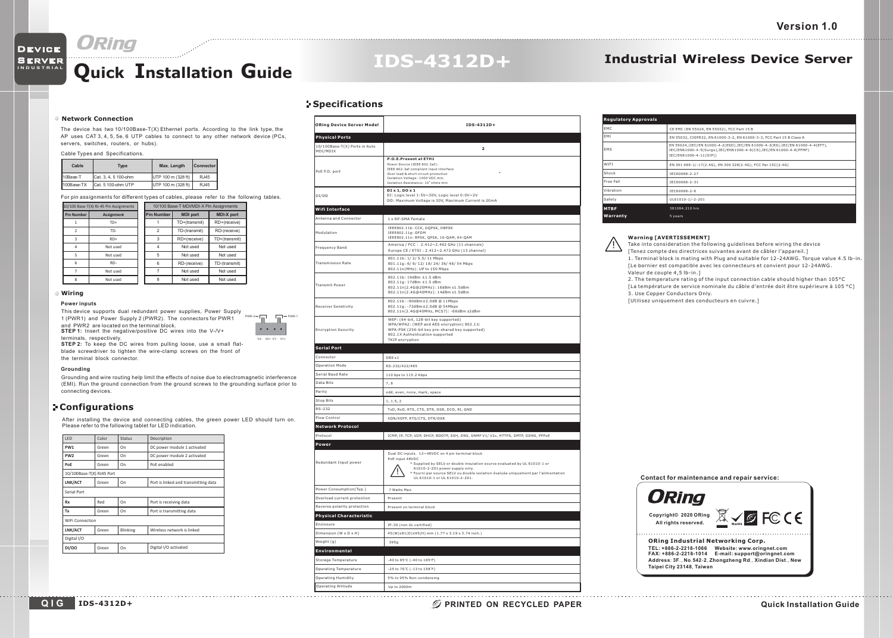# Quick Installation Guide

# IDS-4312D+

## Industrial Wireless Device Server

Version 1.0

### Network Connection

The device has two 10/100Base-T(X) Ethernet ports. According to the link type, the AP uses CAT 3, 4, 5, 5e, 6 UTP cables to connect to any other network device (PCs, servers, switches, routers, or hubs).

Cable Types and Specifications.

| Cable | Type | Max. Length | Connector |
|---|---|---|---|
| 10Base-T | Cat. 3, 4, 5 100-ohm | UTP 100 m (328 ft) | RJ45 |
| 100Base-TX | Cat. 5 100-ohm UTP | UTP 100 m (328 ft) | RJ45 |

For pin assignments for different types of cables, please refer to the following tables.

| 10/100 Base-T(X) RJ-45 Pin Assignments | |
|---|---|
| Pin Number | Assignment |
| 1 | TD+ |
| 2 | TD- |
| 3 | RD+ |
| 4 | Not used |
| 5 | Not used |
| 6 | RD- |
| 7 | Not used |
| 8 | Not used |

| 10/100 Base-T MDI/MDI-X Pin Assignments | | |
|---|---|---|
| Pin Number | MDI port | MDI-X port |
| 1 | TD+(transmit) | RD+(receive) |
| 2 | TD-(transmit) | RD-(receive) |
| 3 | RD+(receive) | TD+(transmit) |
| 4 | Not used | Not used |
| 5 | Not used | Not used |
| 6 | RD-(receive) | TD-(transmit) |
| 7 | Not used | Not used |
| 8 | Not used | Not used |

### Wiring

**Power inputs**

This device supports dual redundant power supplies, Power Supply 1 (PWR1) and Power Supply 2 (PWR2). The connectors for PWR1 and PWR2 are located on the terminal block.

**STEP 1:** Insert the negative/positive DC wires into the V-/V+ terminals, respectively.

**STEP 2:** To keep the DC wires from pulling loose, use a small flat-blade screwdriver to tighten the wire-clamp screws on the front of the terminal block connector.

PWR-2 PWR-1
V2- V2+ V1- V1+

**Grounding**

Grounding and wire routing help limit the effects of noise due to electromagnetic interference (EMI). Run the ground connection from the ground screws to the grounding surface prior to connecting devices.

## Configurations

After installing the device and connecting cables, the green power LED should turn on. Please refer to the following tablet for LED indication.

| LED | Color | Status | Description |
|---|---|---|---|
| **PW1** | Green | On | DC power module 1 activated |
| **PW2** | Green | On | DC power module 2 activated |
| **PoE** | Green | On | PoE enabled |
| 10/100Base-T(X) RJ45 Port | | | |
| **LNK/ACT** | Green | On | Port is linked and transmitting data |
| Serial Port | | | |
| **Rx** | Red | On | Port is receiving data |
| **Tx** | Green | On | Port is transmitting data |
| WiFi Connection | | | |
| **LNK/ACT** | Green | Blinking | Wireless network is linked |
| Digital I/O | | | |
| **DI/DO** | Green | On | Digital I/O activated |

## Specifications

| ORing Device Server Model | IDS-4312D+ |
|---|---|
| **Physical Ports** | |
| 10/100Base-T(X) Ports in Auto MDI/MDIX | 2 |
| PoE P.D. port | **P.O.E.Present at ETH1**<br>Power Device (IEEE 802.3af):<br>IEEE 802.3af compliant input interface<br>Over load & short circuit protection<br>Isolation Voltage: 1000 VDC min.<br>Isolation Resistance: $10^9$ ohms min |
| DI/DO | **DI x 1, DO x 1**<br>DI: Logic level 1:5V~30V, Logic level 0:0V~2V<br>DO: Maximum Voltage is 30V, Maximum Current is 20mA |
| **Wifi Interface** | |
| Antenna and Connector | 1 x RP-SMA Female |
| Modulation | IEEE802.11b: CCK, DQPSK, DBPSK<br>IEEE802.11g: OFDM<br>IEEE802.11n: BPSK, QPSK, 16-QAM, 64-QAM |
| Frequency Band | America / FCC : 2.412~2.462 GHz (11 channels)<br>Europe CE / ETSI : 2.412~2.472 GHz (13 channel) |
| Transmission Rate | 801.11b: 1/ 2/ 5.5/ 11 Mbps<br>801.11g: 6/ 9/ 12/ 18/ 24/ 36/ 48/ 54 Mbps<br>802.11n(MHz): UP to 150 Mbps |
| Transmit Power | 802.11b: 19dBm ±1.5 dBm<br>802.11g: 17dBm ±1.5 dBm<br>802.11n(2.4G@20MHz): 16dBm ±1.5dBm<br>802.11n(2.4G@40MHz): 14dBm ±1.5dBm |
| Receiver Senstivity | 802.11b: -90dBm±2.0dB @ 11Mbps<br>802.11g: -72dBm±2.0dB @ 54Mbps<br>802.11n(2.4G@40MHz, MCS7): -68dBm ±2dBm |
| Encryption Security | WEP: (64-bit, 128-bit key supported)<br>WPA/WPA2: (WEP and AES encryption) 802.11i<br>WPA-PSK (256-bit key pre-shared key supported)<br>802.1X Authentication supported<br>TKIP encryption |
| **Serial Port** | |
| Connector | DB9 x1 |
| Operation Mode | RS-232/422/485 |
| Serial Baud Rate | 110 bps to 115.2 Kbps |
| Data Bits | 7, 8 |
| Parity | odd, even, none, mark, space |
| Stop Bits | 1, 1.5, 2 |
| RS-232 | TxD, RxD, RTS, CTS, DTR, DSR, DCD, RI, GND |
| Flow Control | XON/XOFF, RTS/CTS, DTR/DSR |
| **Network Protocol** | |
| Protocol | ICMP, IP, TCP, UDP, DHCP, BOOTP, SSH, DNS, SNMP V1/ V2c, HTTPS, SMTP, DDNS, PPPoE |
| **Power** | |
| Redundant Input power | Dual DC inputs. 12~48VDC on 4 pin terminal block<br>PoE input 48VDC<br>* Supplied by SELV or double insulation source evaluated by UL 61010-1 or 61010-2-201 power supply only.<br>* Fourni par source SELV ou double isolation évaluée uniquement par l'alimentation UL 61010-1 or UL 61010-2-201. |
| Power Consumption(Typ.) | 7 Watts Max. |
| Overload current protection | Present |
| Reverse polarity protection | Present on terminal block |
| **Physical Characteristic** | |
| Enclosure | IP-30 (non UL certified) |
| Dimension (W x D x H) | 45(W)x81(D)x95(H) mm (1.77 x 3.19 x 3.74 inch.) |
| Weight (g) | 395g |
| **Environmental** | |
| Storage Temperature | -40 to 85°C (-40 to 185°F) |
| Operating Temperature | -25 to 70°C (-13 to 158°F) |
| Operating Humidity | 5% to 95% Non-condensing |
| Operating Altitude | Up to 2000m |

| Regulatory Approvals | |
|---|---|
| EMC | CE EMC (EN 55024, EN 55032), FCC Part 15 B |
| EMI | EN 55032, CISPR32, EN 61000-3-2, EN 61000-3-3, FCC Part 15 B Class A |
| EMS | EN 55024,(IEC/EN 61000-4-2(ESD),IEC/EN 61000-4-3(RS),IEC/EN 61000-4-4(EFT), IEC/EN61000-4-5(Surge),IEC/EN61000-4-6(CS),IEC/EN 61000-4-8(PFMF) IEC/EN61000-4-11(DIP)) |
| WIFI | EN 301 489-1/-17(2.4G), EN 300 328(2.4G), FCC Par 15C(2.4G) |
| Shock | IEC60068-2-27 |
| Free Fall | IEC60068-2-31 |
| Vibration | IEC60068-2-6 |
| Safety | UL61010-1/-2-201 |
| **MTBF** | 381084.210 hrs |
| **Warranty** | 5 years |

**Warning [AVERTISSEMENT]**

Take into consideration the following guidelines before wiring the device
[Tenez compte des directrices suivantes avant de câbler l'appareil.]

1. Terminal block is mating with Plug and suitable for 12-24AWG. Torque value 4.5 lb-in.
[Le bornier est compatible avec les connecteurs et convient pour 12-24AWG. Valeur de couple 4,5 lb-in.]
2. The temperature rating of the input connection cable should higher than 105°C
[La température de service nominale du câble d'entrée doit être supérieure à 105 °C]
3. Use Copper Conductors Only.
[Utilisez uniquement des conducteurs en cuivre.]

**Contact for maintenance and repair service:**

ORing

Copyright© 2020 ORing
All rights reserved.

**ORing Industrial Networking Corp.**
**TEL: +886-2-2218-1066 Website: www.oringnet.com**
**FAX: +886-2-2218-1014 E-mail: support@oringnet.com**
**Address: 3F., No.542-2, Zhongzheng Rd., Xindian Dist., New Taipei City 23148, Taiwan**

PRINTED ON RECYCLED PAPER